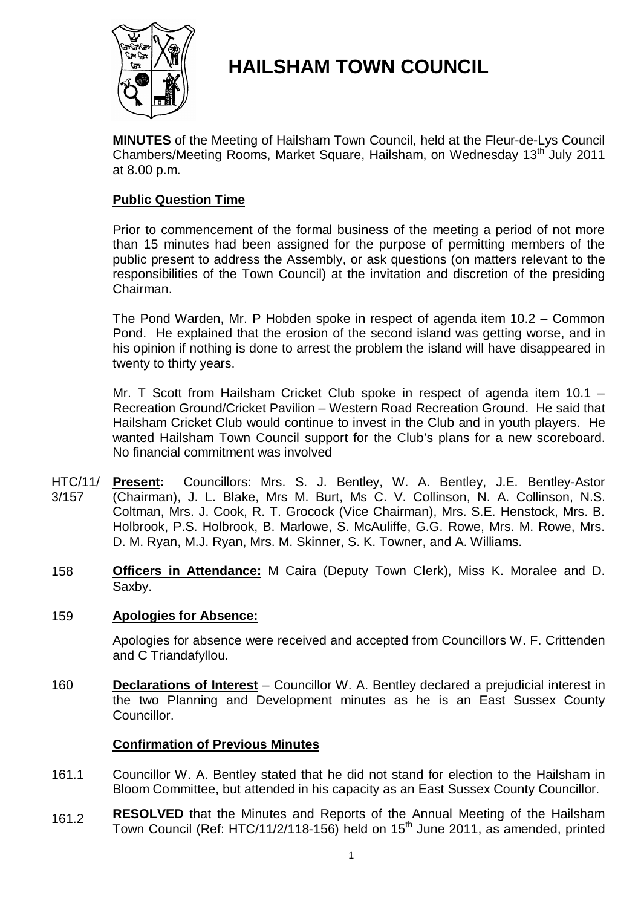# HAILSHAM TOWN COUNCIL

**MINUTES** of the Meeting of Hailsham Town Council, held at the Fleur-de-Lys Council Chambers/Meeting Rooms, Market Square, Hailsham, on Wednesday 13th July 2011 at 8.00 p.m.

## Public Question Time

Prior to commencement of the formal business of the meeting a period of not more than 15 minutes had been assigned for the purpose of permitting members of the public present to address the Assembly, or ask questions (on matters relevant to the responsibilities of the Town Council) at the invitation and discretion of the presiding Chairman.

The Pond Warden, Mr. P Hobden spoke in respect of agenda item 10.2 – Common Pond. He explained that the erosion of the second island was getting worse, and in his opinion if nothing is done to arrest the problem the island will have disappeared in twenty to thirty years.

Mr. T Scott from Hailsham Cricket Club spoke in respect of agenda item 10.1 – Recreation Ground/Cricket Pavilion – Western Road Recreation Ground. He said that Hailsham Cricket Club would continue to invest in the Club and in youth players. He wanted Hailsham Town Council support for the Club's plans for a new scoreboard. No financial commitment was involved

HTC/11/3/157 **Present:** Councillors: Mrs. S. J. Bentley, W. A. Bentley, J.E. Bentley-Astor (Chairman), J. L. Blake, Mrs M. Burt, Ms C. V. Collinson, N. A. Collinson, N.S. Coltman, Mrs. J. Cook, R. T. Grocock (Vice Chairman), Mrs. S.E. Henstock, Mrs. B. Holbrook, P.S. Holbrook, B. Marlowe, S. McAuliffe, G.G. Rowe, Mrs. M. Rowe, Mrs. D. M. Ryan, M.J. Ryan, Mrs. M. Skinner, S. K. Towner, and A. Williams.

158 **Officers in Attendance:** M Caira (Deputy Town Clerk), Miss K. Moralee and D. Saxby.

159 **Apologies for Absence:**

Apologies for absence were received and accepted from Councillors W. F. Crittenden and C Triandafyllou.

160 **Declarations of Interest** – Councillor W. A. Bentley declared a prejudicial interest in the two Planning and Development minutes as he is an East Sussex County Councillor.

## Confirmation of Previous Minutes

161.1 Councillor W. A. Bentley stated that he did not stand for election to the Hailsham in Bloom Committee, but attended in his capacity as an East Sussex County Councillor.

161.2 **RESOLVED** that the Minutes and Reports of the Annual Meeting of the Hailsham Town Council (Ref: HTC/11/2/118-156) held on 15th June 2011, as amended, printed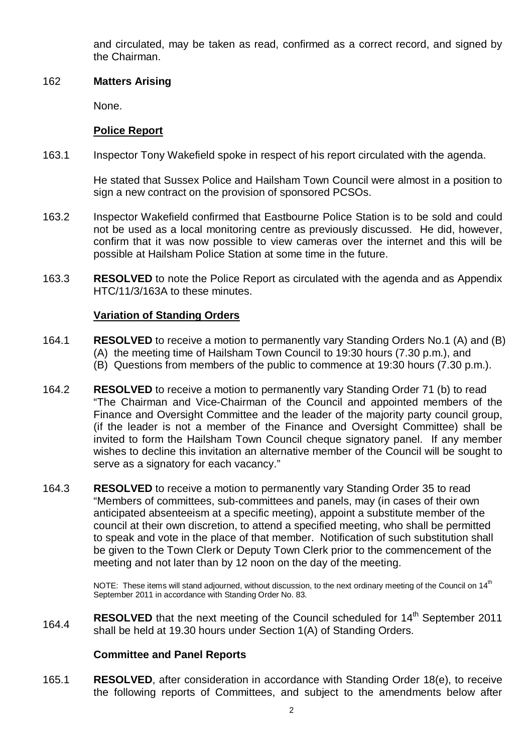and circulated, may be taken as read, confirmed as a correct record, and signed by the Chairman.

162 **Matters Arising**

None.

**Police Report**

163.1 Inspector Tony Wakefield spoke in respect of his report circulated with the agenda.

He stated that Sussex Police and Hailsham Town Council were almost in a position to sign a new contract on the provision of sponsored PCSOs.

163.2 Inspector Wakefield confirmed that Eastbourne Police Station is to be sold and could not be used as a local monitoring centre as previously discussed. He did, however, confirm that it was now possible to view cameras over the internet and this will be possible at Hailsham Police Station at some time in the future.

163.3 **RESOLVED** to note the Police Report as circulated with the agenda and as Appendix HTC/11/3/163A to these minutes.

**Variation of Standing Orders**

164.1 **RESOLVED** to receive a motion to permanently vary Standing Orders No.1 (A) and (B)
(A) the meeting time of Hailsham Town Council to 19:30 hours (7.30 p.m.), and
(B) Questions from members of the public to commence at 19:30 hours (7.30 p.m.).

164.2 **RESOLVED** to receive a motion to permanently vary Standing Order 71 (b) to read "The Chairman and Vice-Chairman of the Council and appointed members of the Finance and Oversight Committee and the leader of the majority party council group, (if the leader is not a member of the Finance and Oversight Committee) shall be invited to form the Hailsham Town Council cheque signatory panel. If any member wishes to decline this invitation an alternative member of the Council will be sought to serve as a signatory for each vacancy."

164.3 **RESOLVED** to receive a motion to permanently vary Standing Order 35 to read "Members of committees, sub-committees and panels, may (in cases of their own anticipated absenteeism at a specific meeting), appoint a substitute member of the council at their own discretion, to attend a specified meeting, who shall be permitted to speak and vote in the place of that member. Notification of such substitution shall be given to the Town Clerk or Deputy Town Clerk prior to the commencement of the meeting and not later than by 12 noon on the day of the meeting.

NOTE: These items will stand adjourned, without discussion, to the next ordinary meeting of the Council on 14th September 2011 in accordance with Standing Order No. 83.

164.4 **RESOLVED** that the next meeting of the Council scheduled for 14th September 2011 shall be held at 19.30 hours under Section 1(A) of Standing Orders.

**Committee and Panel Reports**

165.1 **RESOLVED**, after consideration in accordance with Standing Order 18(e), to receive the following reports of Committees, and subject to the amendments below after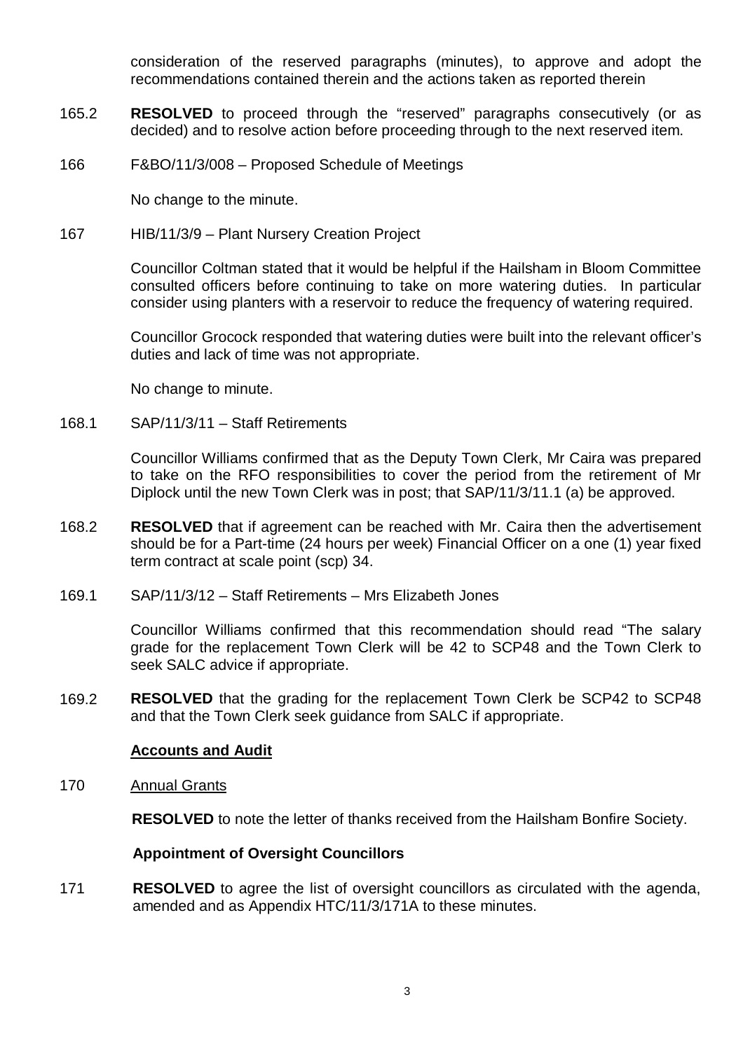consideration of the reserved paragraphs (minutes), to approve and adopt the recommendations contained therein and the actions taken as reported therein

165.2 **RESOLVED** to proceed through the "reserved" paragraphs consecutively (or as decided) and to resolve action before proceeding through to the next reserved item.

166 F&BO/11/3/008 – Proposed Schedule of Meetings

No change to the minute.

167 HIB/11/3/9 – Plant Nursery Creation Project

Councillor Coltman stated that it would be helpful if the Hailsham in Bloom Committee consulted officers before continuing to take on more watering duties. In particular consider using planters with a reservoir to reduce the frequency of watering required.

Councillor Grocock responded that watering duties were built into the relevant officer's duties and lack of time was not appropriate.

No change to minute.

168.1 SAP/11/3/11 – Staff Retirements

Councillor Williams confirmed that as the Deputy Town Clerk, Mr Caira was prepared to take on the RFO responsibilities to cover the period from the retirement of Mr Diplock until the new Town Clerk was in post; that SAP/11/3/11.1 (a) be approved.

168.2 **RESOLVED** that if agreement can be reached with Mr. Caira then the advertisement should be for a Part-time (24 hours per week) Financial Officer on a one (1) year fixed term contract at scale point (scp) 34.

169.1 SAP/11/3/12 – Staff Retirements – Mrs Elizabeth Jones

Councillor Williams confirmed that this recommendation should read "The salary grade for the replacement Town Clerk will be 42 to SCP48 and the Town Clerk to seek SALC advice if appropriate.

169.2 **RESOLVED** that the grading for the replacement Town Clerk be SCP42 to SCP48 and that the Town Clerk seek guidance from SALC if appropriate.

**Accounts and Audit**

170 Annual Grants

**RESOLVED** to note the letter of thanks received from the Hailsham Bonfire Society.

**Appointment of Oversight Councillors**

171 **RESOLVED** to agree the list of oversight councillors as circulated with the agenda, amended and as Appendix HTC/11/3/171A to these minutes.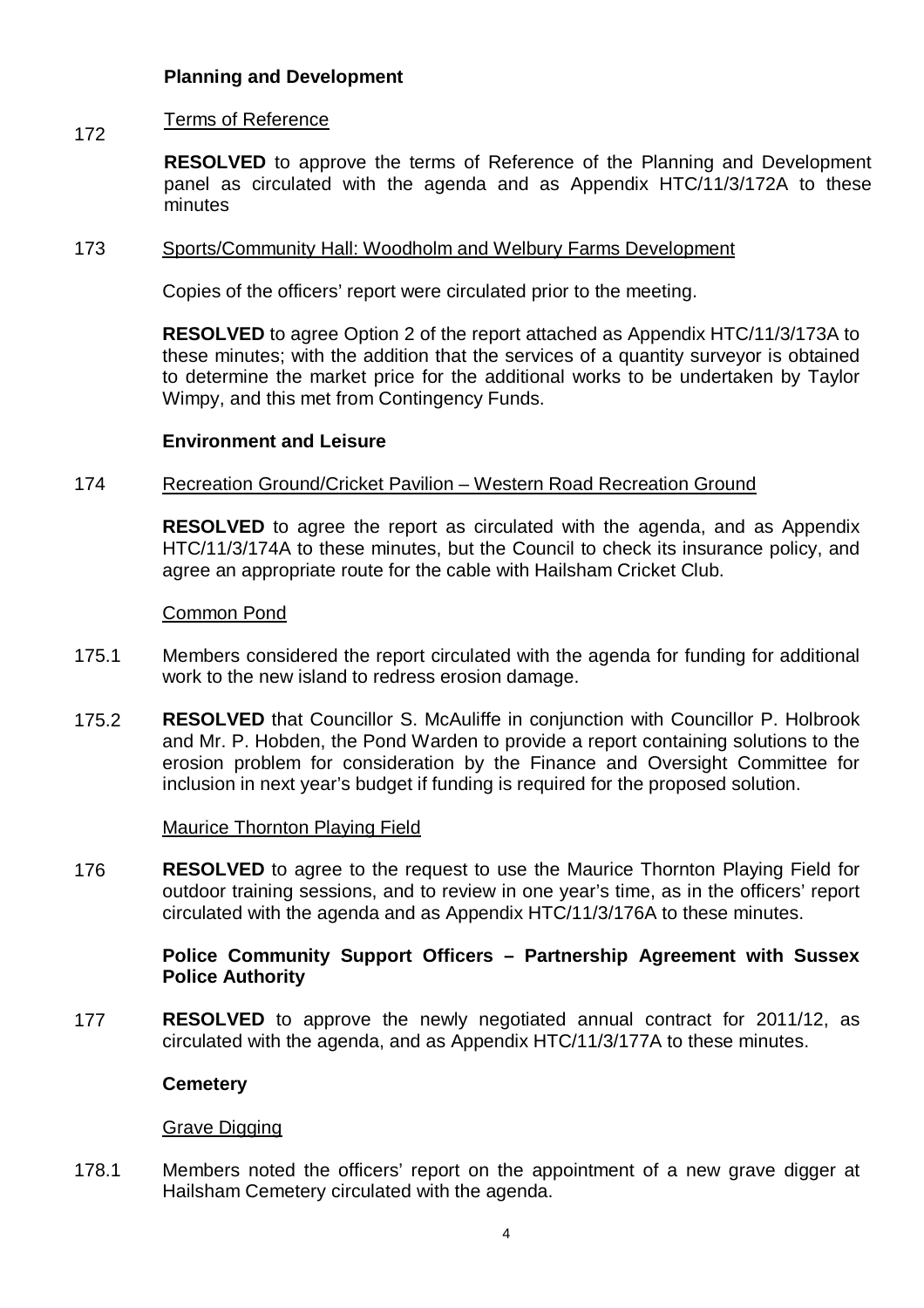**Planning and Development**

172 Terms of Reference

**RESOLVED** to approve the terms of Reference of the Planning and Development panel as circulated with the agenda and as Appendix HTC/11/3/172A to these minutes

173 Sports/Community Hall: Woodholm and Welbury Farms Development

Copies of the officers' report were circulated prior to the meeting.

**RESOLVED** to agree Option 2 of the report attached as Appendix HTC/11/3/173A to these minutes; with the addition that the services of a quantity surveyor is obtained to determine the market price for the additional works to be undertaken by Taylor Wimpy, and this met from Contingency Funds.

**Environment and Leisure**

174 Recreation Ground/Cricket Pavilion – Western Road Recreation Ground

**RESOLVED** to agree the report as circulated with the agenda, and as Appendix HTC/11/3/174A to these minutes, but the Council to check its insurance policy, and agree an appropriate route for the cable with Hailsham Cricket Club.

Common Pond

175.1 Members considered the report circulated with the agenda for funding for additional work to the new island to redress erosion damage.

175.2 **RESOLVED** that Councillor S. McAuliffe in conjunction with Councillor P. Holbrook and Mr. P. Hobden, the Pond Warden to provide a report containing solutions to the erosion problem for consideration by the Finance and Oversight Committee for inclusion in next year's budget if funding is required for the proposed solution.

Maurice Thornton Playing Field

176 **RESOLVED** to agree to the request to use the Maurice Thornton Playing Field for outdoor training sessions, and to review in one year's time, as in the officers' report circulated with the agenda and as Appendix HTC/11/3/176A to these minutes.

**Police Community Support Officers – Partnership Agreement with Sussex Police Authority**

177 **RESOLVED** to approve the newly negotiated annual contract for 2011/12, as circulated with the agenda, and as Appendix HTC/11/3/177A to these minutes.

**Cemetery**

Grave Digging

178.1 Members noted the officers' report on the appointment of a new grave digger at Hailsham Cemetery circulated with the agenda.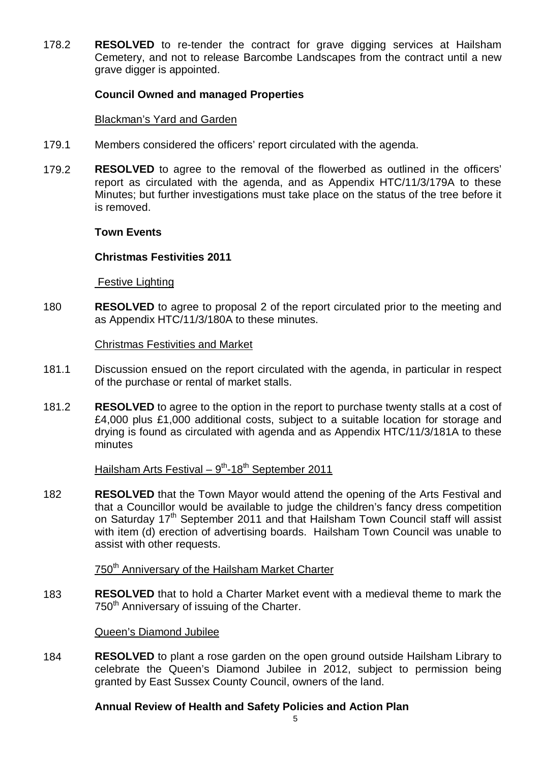178.2 **RESOLVED** to re-tender the contract for grave digging services at Hailsham Cemetery, and not to release Barcombe Landscapes from the contract until a new grave digger is appointed.

**Council Owned and managed Properties**

Blackman's Yard and Garden

179.1 Members considered the officers' report circulated with the agenda.

179.2 **RESOLVED** to agree to the removal of the flowerbed as outlined in the officers' report as circulated with the agenda, and as Appendix HTC/11/3/179A to these Minutes; but further investigations must take place on the status of the tree before it is removed.

**Town Events**

**Christmas Festivities 2011**

Festive Lighting

180 **RESOLVED** to agree to proposal 2 of the report circulated prior to the meeting and as Appendix HTC/11/3/180A to these minutes.

Christmas Festivities and Market

181.1 Discussion ensued on the report circulated with the agenda, in particular in respect of the purchase or rental of market stalls.

181.2 **RESOLVED** to agree to the option in the report to purchase twenty stalls at a cost of £4,000 plus £1,000 additional costs, subject to a suitable location for storage and drying is found as circulated with agenda and as Appendix HTC/11/3/181A to these minutes

Hailsham Arts Festival – 9th-18th September 2011

182 **RESOLVED** that the Town Mayor would attend the opening of the Arts Festival and that a Councillor would be available to judge the children's fancy dress competition on Saturday 17th September 2011 and that Hailsham Town Council staff will assist with item (d) erection of advertising boards. Hailsham Town Council was unable to assist with other requests.

750th Anniversary of the Hailsham Market Charter

183 **RESOLVED** that to hold a Charter Market event with a medieval theme to mark the 750th Anniversary of issuing of the Charter.

Queen's Diamond Jubilee

184 **RESOLVED** to plant a rose garden on the open ground outside Hailsham Library to celebrate the Queen's Diamond Jubilee in 2012, subject to permission being granted by East Sussex County Council, owners of the land.

**Annual Review of Health and Safety Policies and Action Plan**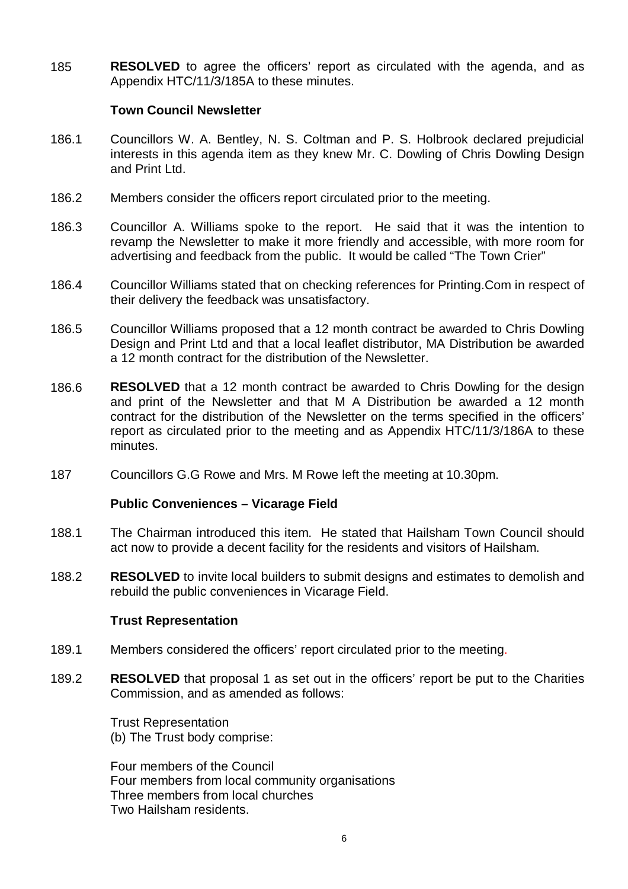185 **RESOLVED** to agree the officers' report as circulated with the agenda, and as Appendix HTC/11/3/185A to these minutes.

**Town Council Newsletter**

186.1 Councillors W. A. Bentley, N. S. Coltman and P. S. Holbrook declared prejudicial interests in this agenda item as they knew Mr. C. Dowling of Chris Dowling Design and Print Ltd.

186.2 Members consider the officers report circulated prior to the meeting.

186.3 Councillor A. Williams spoke to the report. He said that it was the intention to revamp the Newsletter to make it more friendly and accessible, with more room for advertising and feedback from the public. It would be called "The Town Crier"

186.4 Councillor Williams stated that on checking references for Printing.Com in respect of their delivery the feedback was unsatisfactory.

186.5 Councillor Williams proposed that a 12 month contract be awarded to Chris Dowling Design and Print Ltd and that a local leaflet distributor, MA Distribution be awarded a 12 month contract for the distribution of the Newsletter.

186.6 **RESOLVED** that a 12 month contract be awarded to Chris Dowling for the design and print of the Newsletter and that M A Distribution be awarded a 12 month contract for the distribution of the Newsletter on the terms specified in the officers' report as circulated prior to the meeting and as Appendix HTC/11/3/186A to these minutes.

187 Councillors G.G Rowe and Mrs. M Rowe left the meeting at 10.30pm.

**Public Conveniences – Vicarage Field**

188.1 The Chairman introduced this item. He stated that Hailsham Town Council should act now to provide a decent facility for the residents and visitors of Hailsham.

188.2 **RESOLVED** to invite local builders to submit designs and estimates to demolish and rebuild the public conveniences in Vicarage Field.

**Trust Representation**

189.1 Members considered the officers' report circulated prior to the meeting.

189.2 **RESOLVED** that proposal 1 as set out in the officers' report be put to the Charities Commission, and as amended as follows:

Trust Representation
(b) The Trust body comprise:

Four members of the Council
Four members from local community organisations
Three members from local churches
Two Hailsham residents.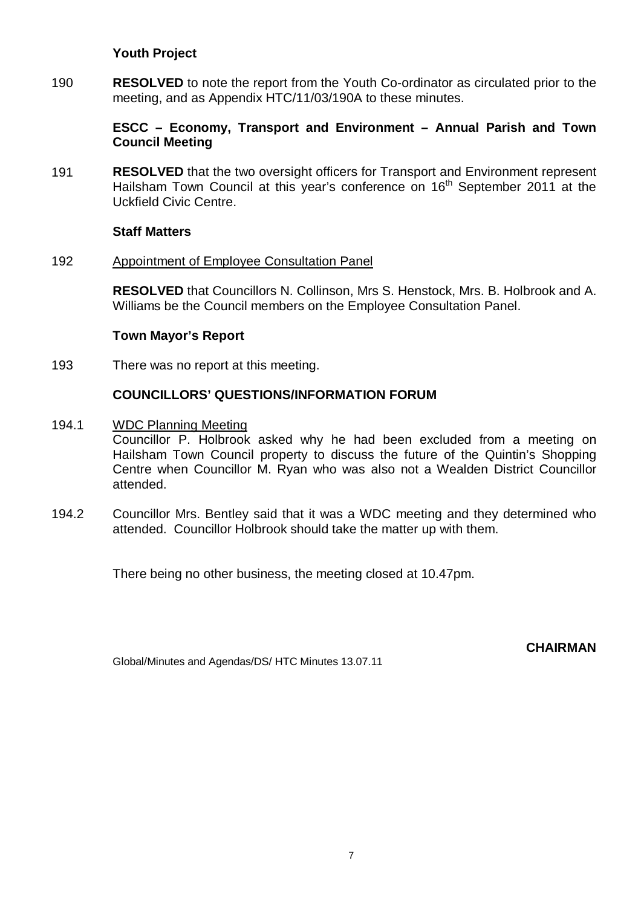### Youth Project

190 **RESOLVED** to note the report from the Youth Co-ordinator as circulated prior to the meeting, and as Appendix HTC/11/03/190A to these minutes.

### ESCC – Economy, Transport and Environment – Annual Parish and Town Council Meeting

191 **RESOLVED** that the two oversight officers for Transport and Environment represent Hailsham Town Council at this year's conference on 16th September 2011 at the Uckfield Civic Centre.

### Staff Matters

192 Appointment of Employee Consultation Panel

**RESOLVED** that Councillors N. Collinson, Mrs S. Henstock, Mrs. B. Holbrook and A. Williams be the Council members on the Employee Consultation Panel.

### Town Mayor's Report

193 There was no report at this meeting.

### COUNCILLORS' QUESTIONS/INFORMATION FORUM

194.1 WDC Planning Meeting
Councillor P. Holbrook asked why he had been excluded from a meeting on Hailsham Town Council property to discuss the future of the Quintin's Shopping Centre when Councillor M. Ryan who was also not a Wealden District Councillor attended.

194.2 Councillor Mrs. Bentley said that it was a WDC meeting and they determined who attended. Councillor Holbrook should take the matter up with them.

There being no other business, the meeting closed at 10.47pm.

**CHAIRMAN**

Global/Minutes and Agendas/DS/ HTC Minutes 13.07.11